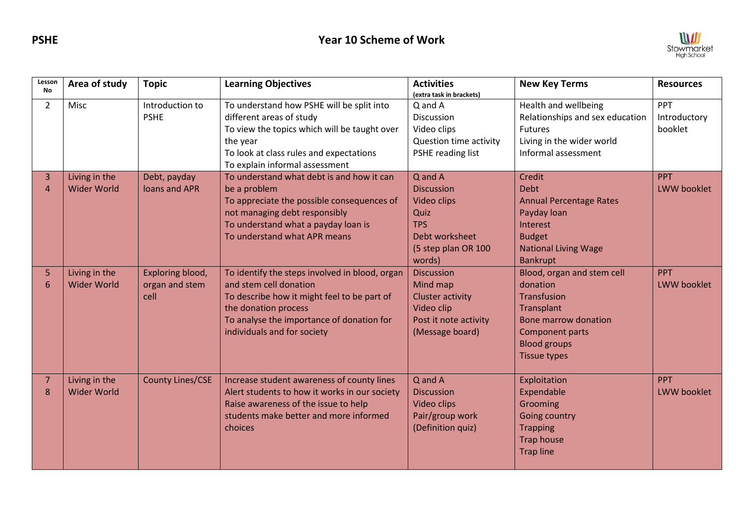**PSHE** **Year 10 Scheme of Work**

| Lesson No | Area of study | Topic | Learning Objectives | Activities (extra task in brackets) | New Key Terms | Resources |
|---|---|---|---|---|---|---|
| 2 | Misc | Introduction to PSHE | To understand how PSHE will be split into different areas of study<br>To view the topics which will be taught over the year<br>To look at class rules and expectations<br>To explain informal assessment | Q and A<br>Discussion<br>Video clips<br>Question time activity<br>PSHE reading list | Health and wellbeing<br>Relationships and sex education<br>Futures<br>Living in the wider world<br>Informal assessment | PPT<br>Introductory booklet |
| 3<br>4 | Living in the Wider World | Debt, payday loans and APR | To understand what debt is and how it can be a problem<br>To appreciate the possible consequences of not managing debt responsibly<br>To understand what a payday loan is<br>To understand what APR means | Q and A<br>Discussion<br>Video clips<br>Quiz<br>TPS<br>Debt worksheet<br>(5 step plan OR 100 words) | Credit<br>Debt<br>Annual Percentage Rates<br>Payday loan<br>Interest<br>Budget<br>National Living Wage<br>Bankrupt | PPT<br>LWW booklet |
| 5<br>6 | Living in the Wider World | Exploring blood, organ and stem cell | To identify the steps involved in blood, organ and stem cell donation<br>To describe how it might feel to be part of the donation process<br>To analyse the importance of donation for individuals and for society | Discussion<br>Mind map<br>Cluster activity<br>Video clip<br>Post it note activity<br>(Message board) | Blood, organ and stem cell donation<br>Transfusion<br>Transplant<br>Bone marrow donation<br>Component parts<br>Blood groups<br>Tissue types | PPT<br>LWW booklet |
| 7<br>8 | Living in the Wider World | County Lines/CSE | Increase student awareness of county lines<br>Alert students to how it works in our society<br>Raise awareness of the issue to help students make better and more informed choices | Q and A<br>Discussion<br>Video clips<br>Pair/group work<br>(Definition quiz) | Exploitation<br>Expendable<br>Grooming<br>Going country<br>Trapping<br>Trap house<br>Trap line | PPT<br>LWW booklet |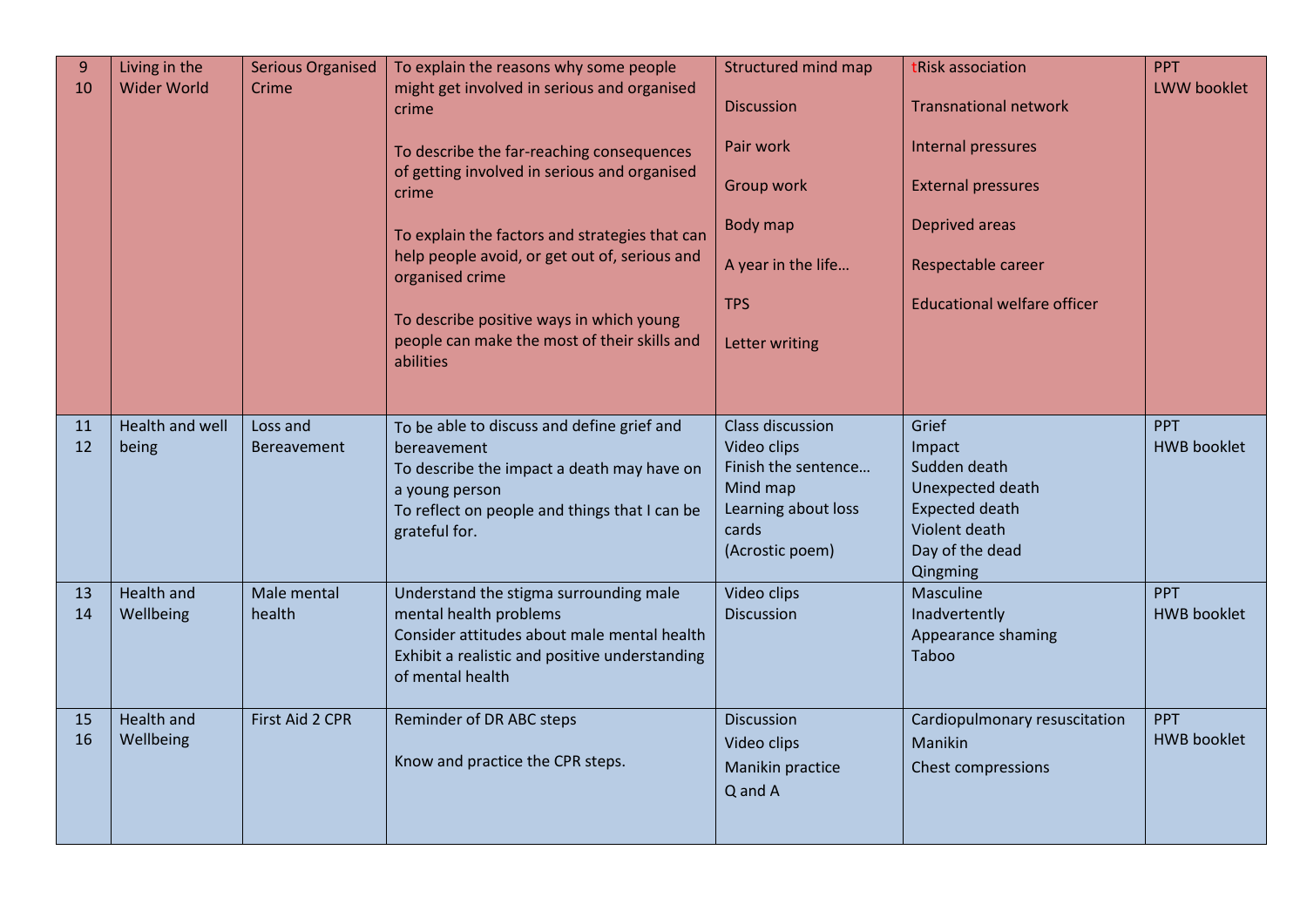| | | | | | | |
|---|---|---|---|---|---|---|
| 9<br>10 | Living in the Wider World | Serious Organised Crime | To explain the reasons why some people might get involved in serious and organised crime<br><br>To describe the far-reaching consequences of getting involved in serious and organised crime<br><br>To explain the factors and strategies that can help people avoid, or get out of, serious and organised crime<br><br>To describe positive ways in which young people can make the most of their skills and abilities | Structured mind map<br><br>Discussion<br><br>Pair work<br><br>Group work<br><br>Body map<br><br>A year in the life…<br><br>TPS<br><br>Letter writing | tRisk association<br><br>Transnational network<br><br>Internal pressures<br><br>External pressures<br><br>Deprived areas<br><br>Respectable career<br><br>Educational welfare officer | PPT<br>LWW booklet |
| 11<br>12 | Health and well being | Loss and Bereavement | To be able to discuss and define grief and bereavement<br>To describe the impact a death may have on a young person<br>To reflect on people and things that I can be grateful for. | Class discussion<br>Video clips<br>Finish the sentence…<br>Mind map<br>Learning about loss cards<br>(Acrostic poem) | Grief<br>Impact<br>Sudden death<br>Unexpected death<br>Expected death<br>Violent death<br>Day of the dead<br>Qingming | PPT<br>HWB booklet |
| 13<br>14 | Health and Wellbeing | Male mental health | Understand the stigma surrounding male mental health problems<br>Consider attitudes about male mental health<br>Exhibit a realistic and positive understanding of mental health | Video clips<br>Discussion | Masculine<br>Inadvertently<br>Appearance shaming<br>Taboo | PPT<br>HWB booklet |
| 15<br>16 | Health and Wellbeing | First Aid 2 CPR | Reminder of DR ABC steps<br><br>Know and practice the CPR steps. | Discussion<br>Video clips<br>Manikin practice<br>Q and A | Cardiopulmonary resuscitation<br>Manikin<br>Chest compressions | PPT<br>HWB booklet |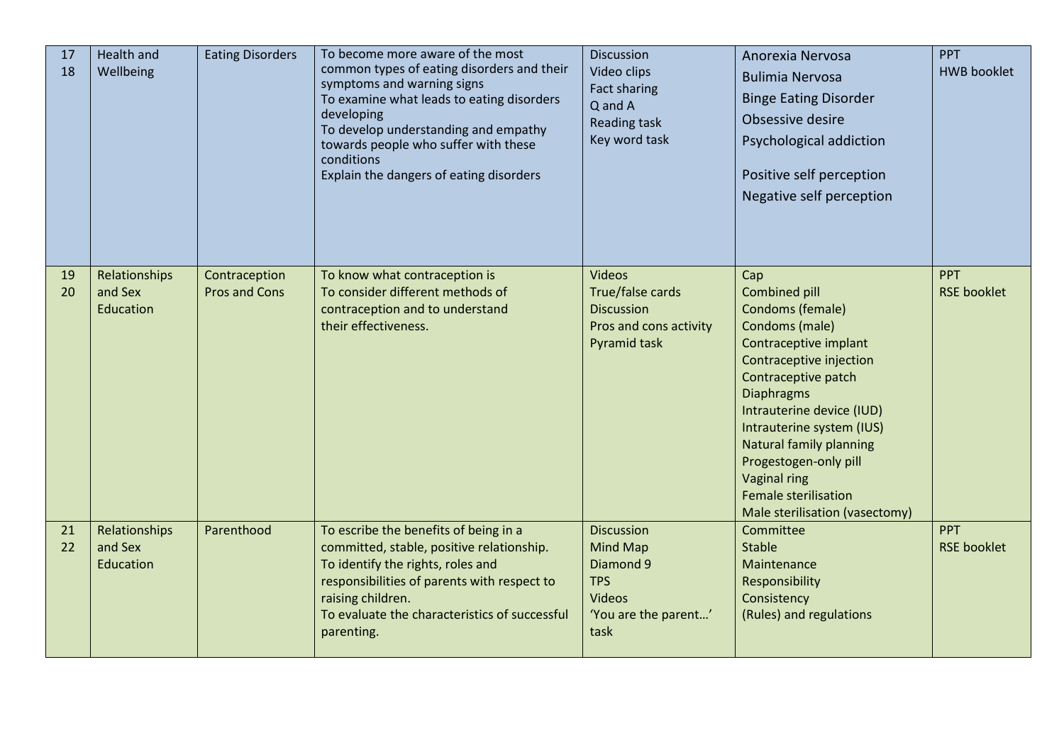| 17<br>18 | Health and Wellbeing | Eating Disorders | To become more aware of the most common types of eating disorders and their symptoms and warning signs<br>To examine what leads to eating disorders developing<br>To develop understanding and empathy towards people who suffer with these conditions<br>Explain the dangers of eating disorders | Discussion<br>Video clips<br>Fact sharing<br>Q and A<br>Reading task<br>Key word task | Anorexia Nervosa<br>Bulimia Nervosa<br>Binge Eating Disorder<br>Obsessive desire<br>Psychological addiction<br><br>Positive self perception<br>Negative self perception | PPT<br>HWB booklet |
|---|---|---|---|---|---|---|
| 19<br>20 | Relationships and Sex Education | Contraception Pros and Cons | To know what contraception is<br>To consider different methods of contraception and to understand their effectiveness. | Videos<br>True/false cards<br>Discussion<br>Pros and cons activity<br>Pyramid task | Cap<br>Combined pill<br>Condoms (female)<br>Condoms (male)<br>Contraceptive implant<br>Contraceptive injection<br>Contraceptive patch<br>Diaphragms<br>Intrauterine device (IUD)<br>Intrauterine system (IUS)<br>Natural family planning<br>Progestogen-only pill<br>Vaginal ring<br>Female sterilisation<br>Male sterilisation (vasectomy) | PPT<br>RSE booklet |
| 21<br>22 | Relationships and Sex Education | Parenthood | To escribe the benefits of being in a committed, stable, positive relationship.<br>To identify the rights, roles and responsibilities of parents with respect to raising children.<br>To evaluate the characteristics of successful parenting. | Discussion<br>Mind Map<br>Diamond 9<br>TPS<br>Videos<br>'You are the parent…' task | Committee<br>Stable<br>Maintenance<br>Responsibility<br>Consistency<br>(Rules) and regulations | PPT<br>RSE booklet |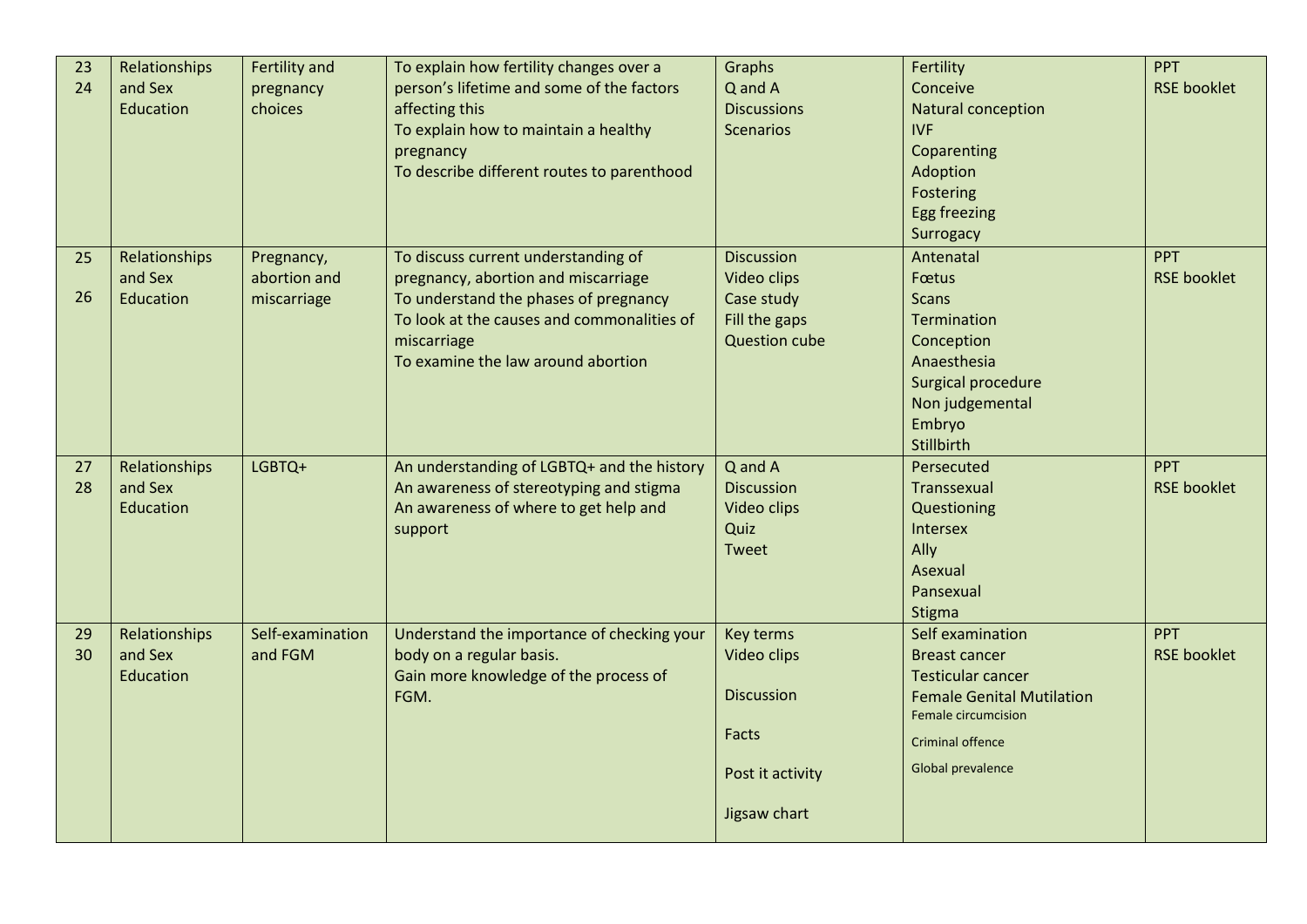| | | | | | | |
|---|---|---|---|---|---|---|
| 23<br>24 | Relationships and Sex Education | Fertility and pregnancy choices | To explain how fertility changes over a person's lifetime and some of the factors affecting this<br>To explain how to maintain a healthy pregnancy<br>To describe different routes to parenthood | Graphs<br>Q and A<br>Discussions<br>Scenarios | Fertility<br>Conceive<br>Natural conception<br>IVF<br>Coparenting<br>Adoption<br>Fostering<br>Egg freezing<br>Surrogacy | PPT<br>RSE booklet |
| 25<br>26 | Relationships and Sex Education | Pregnancy, abortion and miscarriage | To discuss current understanding of pregnancy, abortion and miscarriage<br>To understand the phases of pregnancy<br>To look at the causes and commonalities of miscarriage<br>To examine the law around abortion | Discussion<br>Video clips<br>Case study<br>Fill the gaps<br>Question cube | Antenatal<br>Fœtus<br>Scans<br>Termination<br>Conception<br>Anaesthesia<br>Surgical procedure<br>Non judgemental<br>Embryo<br>Stillbirth | PPT<br>RSE booklet |
| 27<br>28 | Relationships and Sex Education | LGBTQ+ | An understanding of LGBTQ+ and the history<br>An awareness of stereotyping and stigma<br>An awareness of where to get help and support | Q and A<br>Discussion<br>Video clips<br>Quiz<br>Tweet | Persecuted<br>Transsexual<br>Questioning<br>Intersex<br>Ally<br>Asexual<br>Pansexual<br>Stigma | PPT<br>RSE booklet |
| 29<br>30 | Relationships and Sex Education | Self-examination and FGM | Understand the importance of checking your body on a regular basis.<br>Gain more knowledge of the process of FGM. | Key terms<br>Video clips<br>Discussion<br>Facts<br>Post it activity<br>Jigsaw chart | Self examination<br>Breast cancer<br>Testicular cancer<br>Female Genital Mutilation<br>Female circumcision<br>Criminal offence<br>Global prevalence | PPT<br>RSE booklet |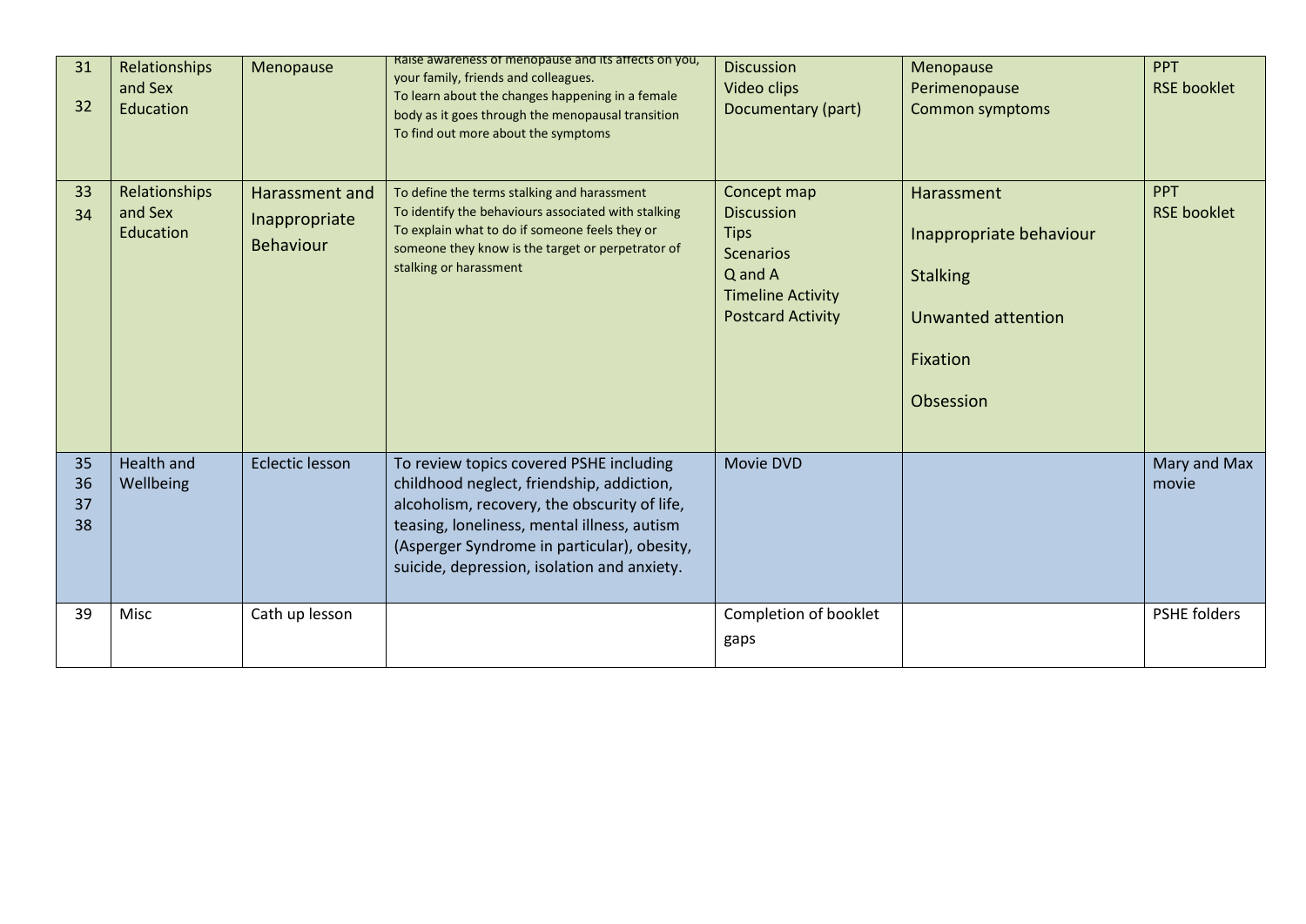| | | | | | | |
|---|---|---|---|---|---|---|
| 31<br>32 | Relationships and Sex Education | Menopause | Raise awareness of menopause and its affects on you, your family, friends and colleagues.<br>To learn about the changes happening in a female body as it goes through the menopausal transition<br>To find out more about the symptoms | Discussion<br>Video clips<br>Documentary (part) | Menopause<br>Perimenopause<br>Common symptoms | PPT<br>RSE booklet |
| 33<br>34 | Relationships and Sex Education | Harassment and Inappropriate Behaviour | To define the terms stalking and harassment<br>To identify the behaviours associated with stalking<br>To explain what to do if someone feels they or someone they know is the target or perpetrator of stalking or harassment | Concept map<br>Discussion<br>Tips<br>Scenarios<br>Q and A<br>Timeline Activity<br>Postcard Activity | Harassment<br>Inappropriate behaviour<br>Stalking<br>Unwanted attention<br>Fixation<br>Obsession | PPT<br>RSE booklet |
| 35<br>36<br>37<br>38 | Health and Wellbeing | Eclectic lesson | To review topics covered PSHE including childhood neglect, friendship, addiction, alcoholism, recovery, the obscurity of life, teasing, loneliness, mental illness, autism (Asperger Syndrome in particular), obesity, suicide, depression, isolation and anxiety. | Movie DVD | | Mary and Max movie |
| 39 | Misc | Cath up lesson | | Completion of booklet gaps | | PSHE folders |